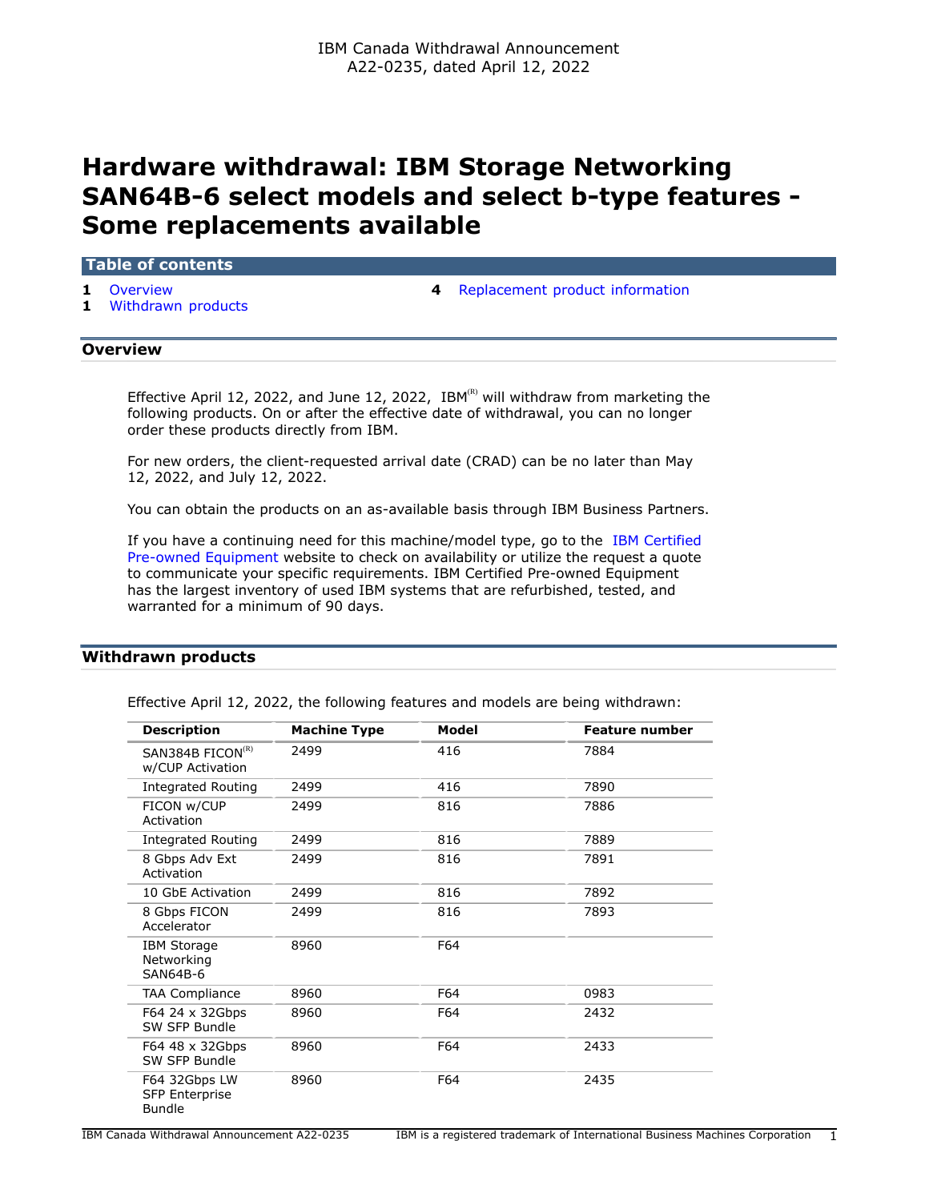IBM Canada Withdrawal Announcement
A22-0235, dated April 12, 2022

# Hardware withdrawal: IBM Storage Networking SAN64B-6 select models and select b-type features - Some replacements available

**Table of contents**

- 1 Overview
- 1 Withdrawn products
- 4 Replacement product information

## Overview

Effective April 12, 2022, and June 12, 2022, IBM[(R)] will withdraw from marketing the following products. On or after the effective date of withdrawal, you can no longer order these products directly from IBM.

For new orders, the client-requested arrival date (CRAD) can be no later than May 12, 2022, and July 12, 2022.

You can obtain the products on an as-available basis through IBM Business Partners.

If you have a continuing need for this machine/model type, go to the IBM Certified Pre-owned Equipment website to check on availability or utilize the request a quote to communicate your specific requirements. IBM Certified Pre-owned Equipment has the largest inventory of used IBM systems that are refurbished, tested, and warranted for a minimum of 90 days.

## Withdrawn products

Effective April 12, 2022, the following features and models are being withdrawn:

| Description | Machine Type | Model | Feature number |
|---|---|---|---|
| SAN384B FICON[(R)] w/CUP Activation | 2499 | 416 | 7884 |
| Integrated Routing | 2499 | 416 | 7890 |
| FICON w/CUP Activation | 2499 | 816 | 7886 |
| Integrated Routing | 2499 | 816 | 7889 |
| 8 Gbps Adv Ext Activation | 2499 | 816 | 7891 |
| 10 GbE Activation | 2499 | 816 | 7892 |
| 8 Gbps FICON Accelerator | 2499 | 816 | 7893 |
| IBM Storage Networking SAN64B-6 | 8960 | F64 | |
| TAA Compliance | 8960 | F64 | 0983 |
| F64 24 x 32Gbps SW SFP Bundle | 8960 | F64 | 2432 |
| F64 48 x 32Gbps SW SFP Bundle | 8960 | F64 | 2433 |
| F64 32Gbps LW SFP Enterprise Bundle | 8960 | F64 | 2435 |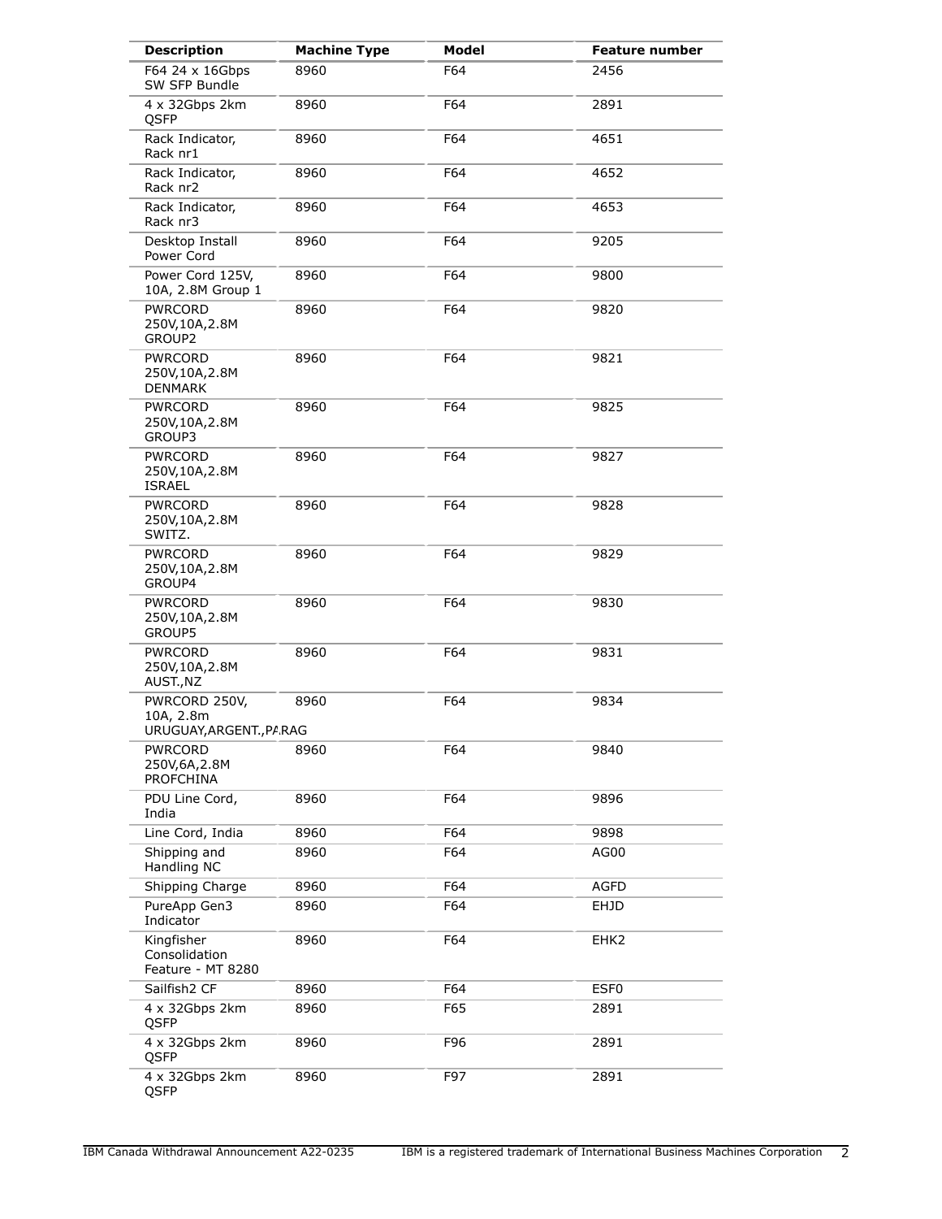| Description | Machine Type | Model | Feature number |
| --- | --- | --- | --- |
| F64 24 x 16Gbps SW SFP Bundle | 8960 | F64 | 2456 |
| 4 x 32Gbps 2km QSFP | 8960 | F64 | 2891 |
| Rack Indicator, Rack nr1 | 8960 | F64 | 4651 |
| Rack Indicator, Rack nr2 | 8960 | F64 | 4652 |
| Rack Indicator, Rack nr3 | 8960 | F64 | 4653 |
| Desktop Install Power Cord | 8960 | F64 | 9205 |
| Power Cord 125V, 10A, 2.8M Group 1 | 8960 | F64 | 9800 |
| PWRCORD 250V,10A,2.8M GROUP2 | 8960 | F64 | 9820 |
| PWRCORD 250V,10A,2.8M DENMARK | 8960 | F64 | 9821 |
| PWRCORD 250V,10A,2.8M GROUP3 | 8960 | F64 | 9825 |
| PWRCORD 250V,10A,2.8M ISRAEL | 8960 | F64 | 9827 |
| PWRCORD 250V,10A,2.8M SWITZ. | 8960 | F64 | 9828 |
| PWRCORD 250V,10A,2.8M GROUP4 | 8960 | F64 | 9829 |
| PWRCORD 250V,10A,2.8M GROUP5 | 8960 | F64 | 9830 |
| PWRCORD 250V,10A,2.8M AUST.,NZ | 8960 | F64 | 9831 |
| PWRCORD 250V, 10A, 2.8m URUGUAY,ARGENT.,PARAG | 8960 | F64 | 9834 |
| PWRCORD 250V,6A,2.8M PROFCHINA | 8960 | F64 | 9840 |
| PDU Line Cord, India | 8960 | F64 | 9896 |
| Line Cord, India | 8960 | F64 | 9898 |
| Shipping and Handling NC | 8960 | F64 | AG00 |
| Shipping Charge | 8960 | F64 | AGFD |
| PureApp Gen3 Indicator | 8960 | F64 | EHJD |
| Kingfisher Consolidation Feature - MT 8280 | 8960 | F64 | EHK2 |
| Sailfish2 CF | 8960 | F64 | ESF0 |
| 4 x 32Gbps 2km QSFP | 8960 | F65 | 2891 |
| 4 x 32Gbps 2km QSFP | 8960 | F96 | 2891 |
| 4 x 32Gbps 2km QSFP | 8960 | F97 | 2891 |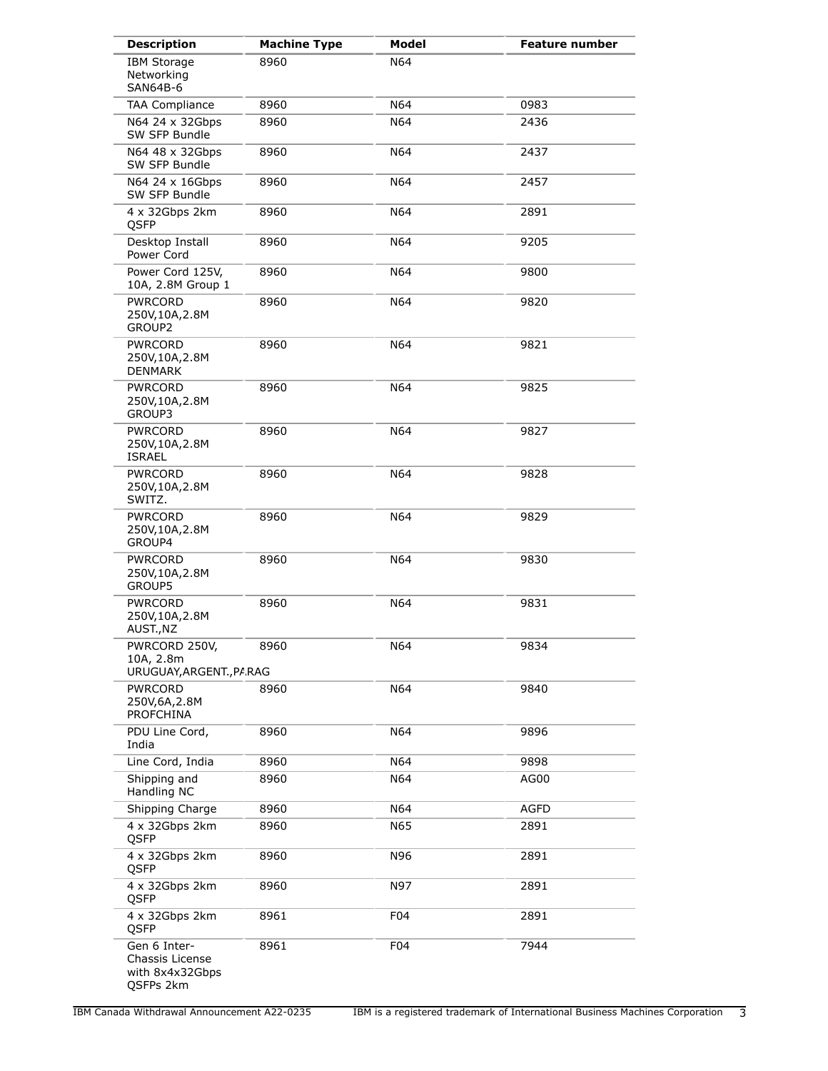| Description | Machine Type | Model | Feature number |
| --- | --- | --- | --- |
| IBM Storage Networking SAN64B-6 | 8960 | N64 | |
| TAA Compliance | 8960 | N64 | 0983 |
| N64 24 x 32Gbps SW SFP Bundle | 8960 | N64 | 2436 |
| N64 48 x 32Gbps SW SFP Bundle | 8960 | N64 | 2437 |
| N64 24 x 16Gbps SW SFP Bundle | 8960 | N64 | 2457 |
| 4 x 32Gbps 2km QSFP | 8960 | N64 | 2891 |
| Desktop Install Power Cord | 8960 | N64 | 9205 |
| Power Cord 125V, 10A, 2.8M Group 1 | 8960 | N64 | 9800 |
| PWRCORD 250V,10A,2.8M GROUP2 | 8960 | N64 | 9820 |
| PWRCORD 250V,10A,2.8M DENMARK | 8960 | N64 | 9821 |
| PWRCORD 250V,10A,2.8M GROUP3 | 8960 | N64 | 9825 |
| PWRCORD 250V,10A,2.8M ISRAEL | 8960 | N64 | 9827 |
| PWRCORD 250V,10A,2.8M SWITZ. | 8960 | N64 | 9828 |
| PWRCORD 250V,10A,2.8M GROUP4 | 8960 | N64 | 9829 |
| PWRCORD 250V,10A,2.8M GROUP5 | 8960 | N64 | 9830 |
| PWRCORD 250V,10A,2.8M AUST.,NZ | 8960 | N64 | 9831 |
| PWRCORD 250V, 10A, 2.8m URUGUAY,ARGENT.,PARAG | 8960 | N64 | 9834 |
| PWRCORD 250V,6A,2.8M PROFCHINA | 8960 | N64 | 9840 |
| PDU Line Cord, India | 8960 | N64 | 9896 |
| Line Cord, India | 8960 | N64 | 9898 |
| Shipping and Handling NC | 8960 | N64 | AG00 |
| Shipping Charge | 8960 | N64 | AGFD |
| 4 x 32Gbps 2km QSFP | 8960 | N65 | 2891 |
| 4 x 32Gbps 2km QSFP | 8960 | N96 | 2891 |
| 4 x 32Gbps 2km QSFP | 8960 | N97 | 2891 |
| 4 x 32Gbps 2km QSFP | 8961 | F04 | 2891 |
| Gen 6 Inter-Chassis License with 8x4x32Gbps QSFPs 2km | 8961 | F04 | 7944 |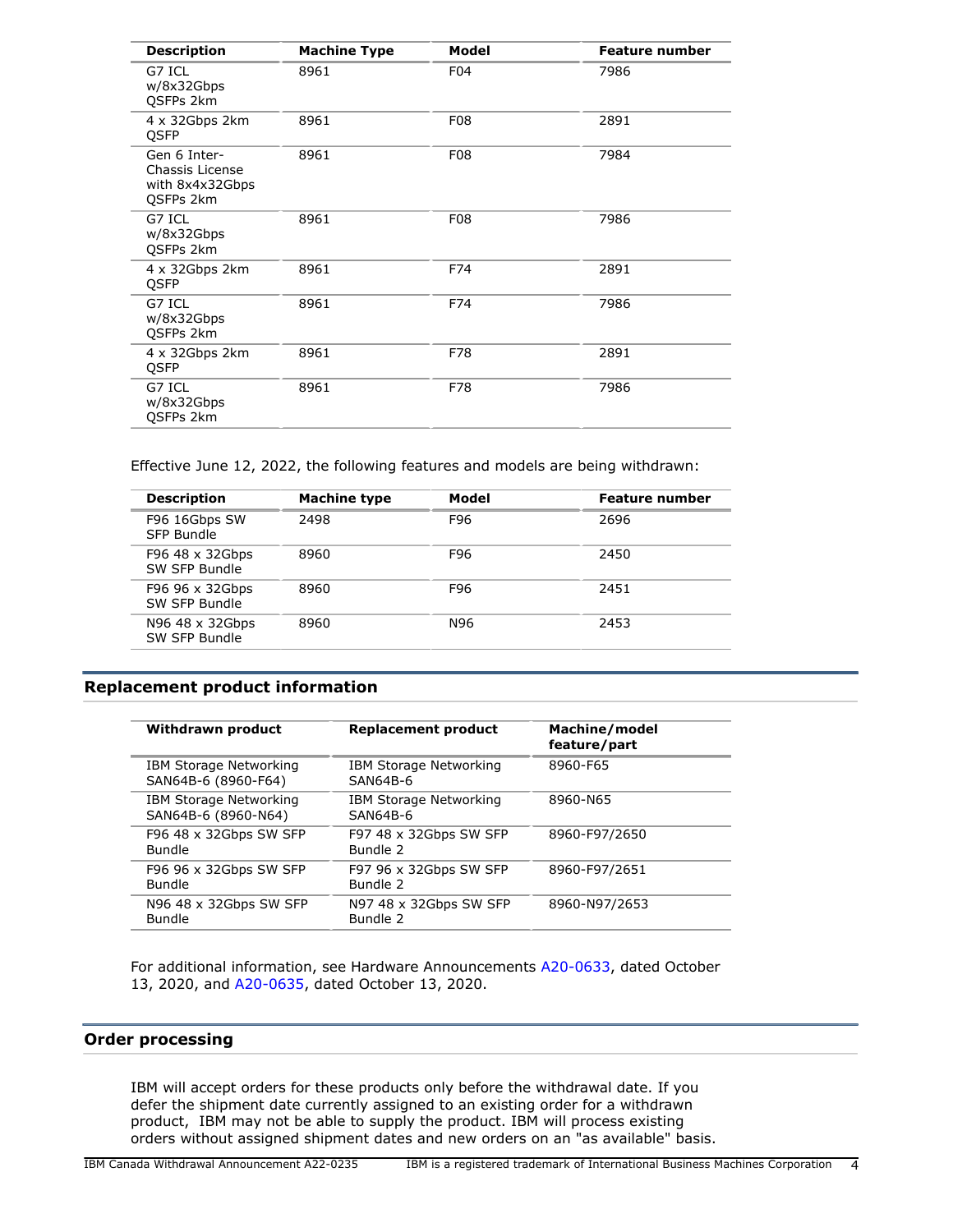| Description | Machine Type | Model | Feature number |
| --- | --- | --- | --- |
| G7 ICL w/8x32Gbps QSFPs 2km | 8961 | F04 | 7986 |
| 4 x 32Gbps 2km QSFP | 8961 | F08 | 2891 |
| Gen 6 Inter-Chassis License with 8x4x32Gbps QSFPs 2km | 8961 | F08 | 7984 |
| G7 ICL w/8x32Gbps QSFPs 2km | 8961 | F08 | 7986 |
| 4 x 32Gbps 2km QSFP | 8961 | F74 | 2891 |
| G7 ICL w/8x32Gbps QSFPs 2km | 8961 | F74 | 7986 |
| 4 x 32Gbps 2km QSFP | 8961 | F78 | 2891 |
| G7 ICL w/8x32Gbps QSFPs 2km | 8961 | F78 | 7986 |

Effective June 12, 2022, the following features and models are being withdrawn:

| Description | Machine type | Model | Feature number |
| --- | --- | --- | --- |
| F96 16Gbps SW SFP Bundle | 2498 | F96 | 2696 |
| F96 48 x 32Gbps SW SFP Bundle | 8960 | F96 | 2450 |
| F96 96 x 32Gbps SW SFP Bundle | 8960 | F96 | 2451 |
| N96 48 x 32Gbps SW SFP Bundle | 8960 | N96 | 2453 |

## Replacement product information

| Withdrawn product | Replacement product | Machine/model feature/part |
| --- | --- | --- |
| IBM Storage Networking SAN64B-6 (8960-F64) | IBM Storage Networking SAN64B-6 | 8960-F65 |
| IBM Storage Networking SAN64B-6 (8960-N64) | IBM Storage Networking SAN64B-6 | 8960-N65 |
| F96 48 x 32Gbps SW SFP Bundle | F97 48 x 32Gbps SW SFP Bundle 2 | 8960-F97/2650 |
| F96 96 x 32Gbps SW SFP Bundle | F97 96 x 32Gbps SW SFP Bundle 2 | 8960-F97/2651 |
| N96 48 x 32Gbps SW SFP Bundle | N97 48 x 32Gbps SW SFP Bundle 2 | 8960-N97/2653 |

For additional information, see Hardware Announcements A20-0633, dated October 13, 2020, and A20-0635, dated October 13, 2020.

## Order processing

IBM will accept orders for these products only before the withdrawal date. If you defer the shipment date currently assigned to an existing order for a withdrawn product, IBM may not be able to supply the product. IBM will process existing orders without assigned shipment dates and new orders on an "as available" basis.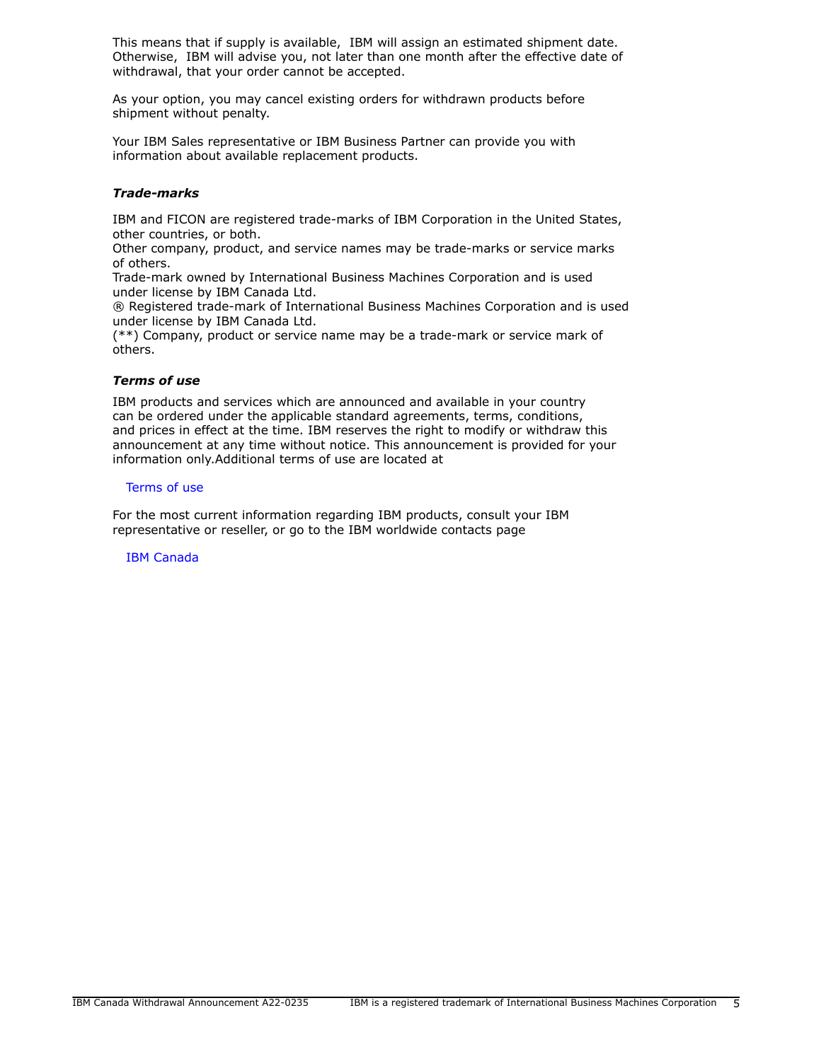This means that if supply is available, IBM will assign an estimated shipment date. Otherwise, IBM will advise you, not later than one month after the effective date of withdrawal, that your order cannot be accepted.

As your option, you may cancel existing orders for withdrawn products before shipment without penalty.

Your IBM Sales representative or IBM Business Partner can provide you with information about available replacement products.

### *Trade-marks*

IBM and FICON are registered trade-marks of IBM Corporation in the United States, other countries, or both.
Other company, product, and service names may be trade-marks or service marks of others.
Trade-mark owned by International Business Machines Corporation and is used under license by IBM Canada Ltd.
® Registered trade-mark of International Business Machines Corporation and is used under license by IBM Canada Ltd.
(**) Company, product or service name may be a trade-mark or service mark of others.

### *Terms of use*

IBM products and services which are announced and available in your country can be ordered under the applicable standard agreements, terms, conditions, and prices in effect at the time. IBM reserves the right to modify or withdraw this announcement at any time without notice. This announcement is provided for your information only.Additional terms of use are located at

Terms of use

For the most current information regarding IBM products, consult your IBM representative or reseller, or go to the IBM worldwide contacts page

IBM Canada